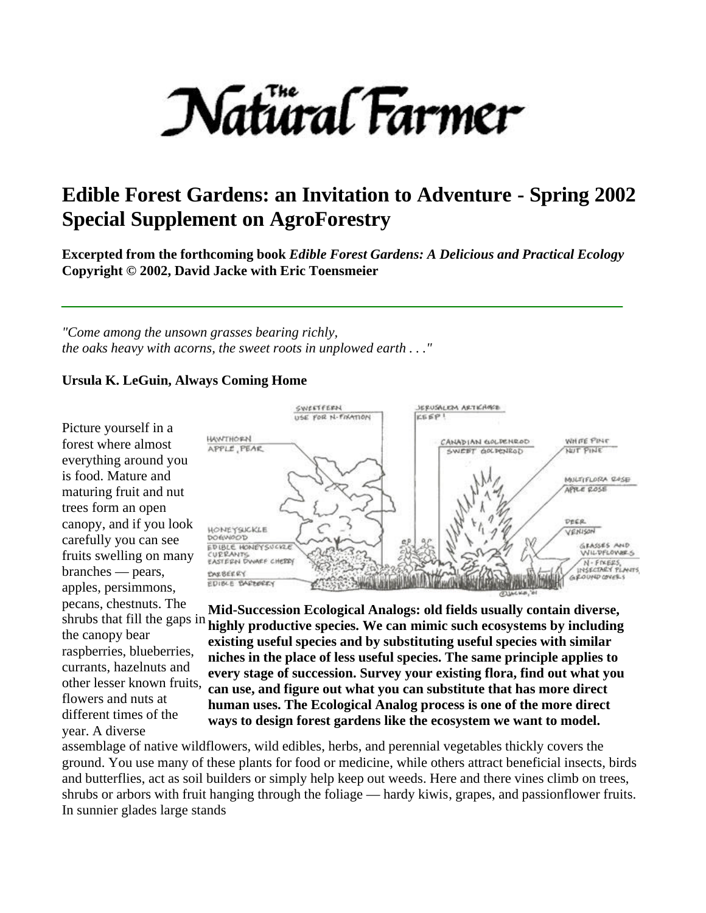# The Natural Farmer

## Edible Forest Gardens: an Invitation to Adventure - Spring 2002 Special Supplement on AgroForestry

**Excerpted from the forthcoming book *Edible Forest Gardens: A Delicious and Practical Ecology* Copyright © 2002, David Jacke with Eric Toensmeier**

---

*"Come among the unsown grasses bearing richly,*
*the oaks heavy with acorns, the sweet roots in unplowed earth . . ."*

**Ursula K. LeGuin, Always Coming Home**

**Mid-Succession Ecological Analogs: old fields usually contain diverse, highly productive species. We can mimic such ecosystems by including existing useful species and by substituting useful species with similar niches in the place of less useful species. The same principle applies to every stage of succession. Survey your existing flora, find out what you can use, and figure out what you can substitute that has more direct human uses. The Ecological Analog process is one of the more direct ways to design forest gardens like the ecosystem we want to model.**

Picture yourself in a forest where almost everything around you is food. Mature and maturing fruit and nut trees form an open canopy, and if you look carefully you can see fruits swelling on many branches — pears, apples, persimmons, pecans, chestnuts. The shrubs that fill the gaps in the canopy bear raspberries, blueberries, currants, hazelnuts and other lesser known fruits, flowers and nuts at different times of the year. A diverse assemblage of native wildflowers, wild edibles, herbs, and perennial vegetables thickly covers the ground. You use many of these plants for food or medicine, while others attract beneficial insects, birds and butterflies, act as soil builders or simply help keep out weeds. Here and there vines climb on trees, shrubs or arbors with fruit hanging through the foliage — hardy kiwis, grapes, and passionflower fruits. In sunnier glades large stands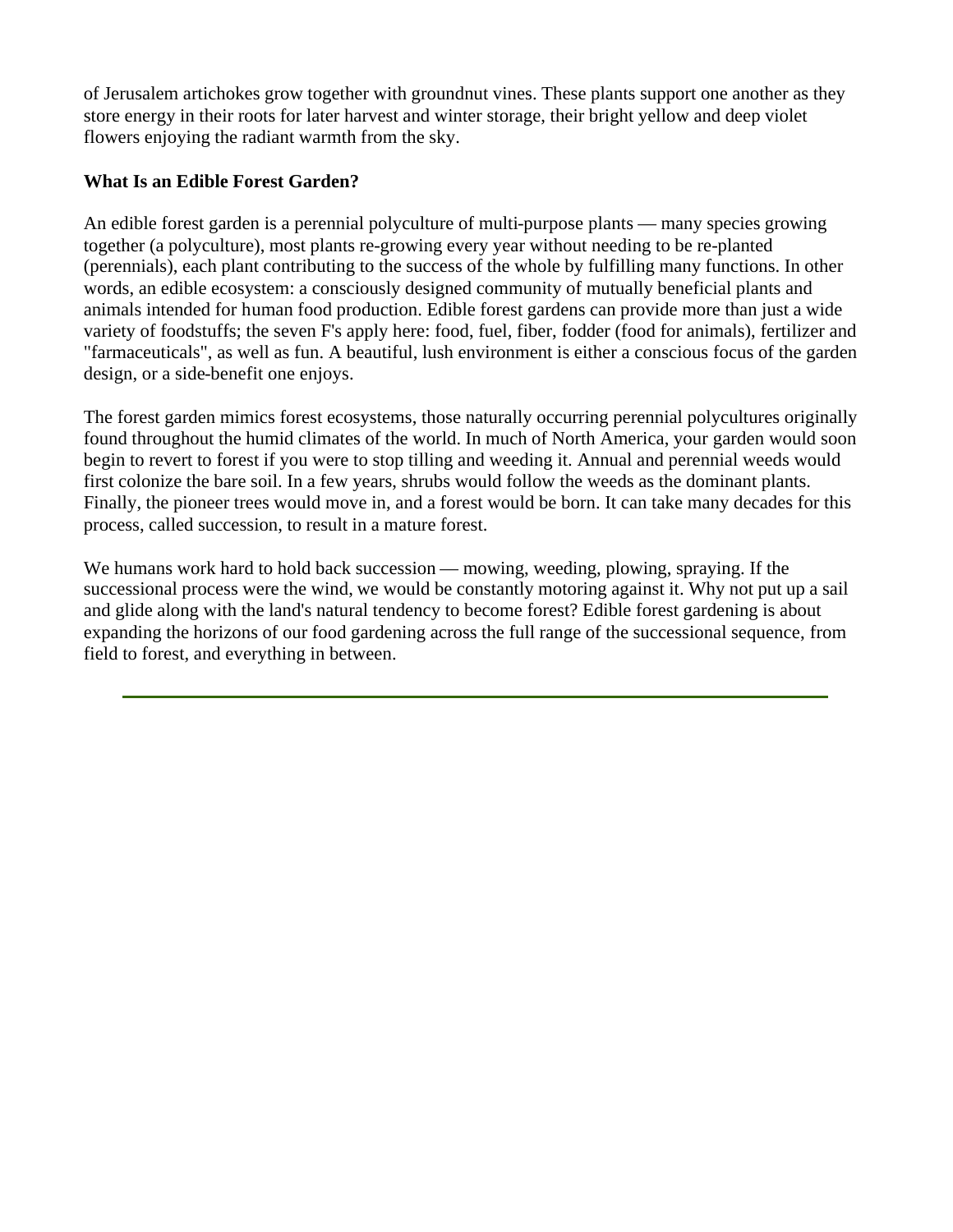of Jerusalem artichokes grow together with groundnut vines. These plants support one another as they store energy in their roots for later harvest and winter storage, their bright yellow and deep violet flowers enjoying the radiant warmth from the sky.

**What Is an Edible Forest Garden?**

An edible forest garden is a perennial polyculture of multi-purpose plants — many species growing together (a polyculture), most plants re-growing every year without needing to be re-planted (perennials), each plant contributing to the success of the whole by fulfilling many functions. In other words, an edible ecosystem: a consciously designed community of mutually beneficial plants and animals intended for human food production. Edible forest gardens can provide more than just a wide variety of foodstuffs; the seven F's apply here: food, fuel, fiber, fodder (food for animals), fertilizer and "farmaceuticals", as well as fun. A beautiful, lush environment is either a conscious focus of the garden design, or a side-benefit one enjoys.

The forest garden mimics forest ecosystems, those naturally occurring perennial polycultures originally found throughout the humid climates of the world. In much of North America, your garden would soon begin to revert to forest if you were to stop tilling and weeding it. Annual and perennial weeds would first colonize the bare soil. In a few years, shrubs would follow the weeds as the dominant plants. Finally, the pioneer trees would move in, and a forest would be born. It can take many decades for this process, called succession, to result in a mature forest.

We humans work hard to hold back succession — mowing, weeding, plowing, spraying. If the successional process were the wind, we would be constantly motoring against it. Why not put up a sail and glide along with the land's natural tendency to become forest? Edible forest gardening is about expanding the horizons of our food gardening across the full range of the successional sequence, from field to forest, and everything in between.

---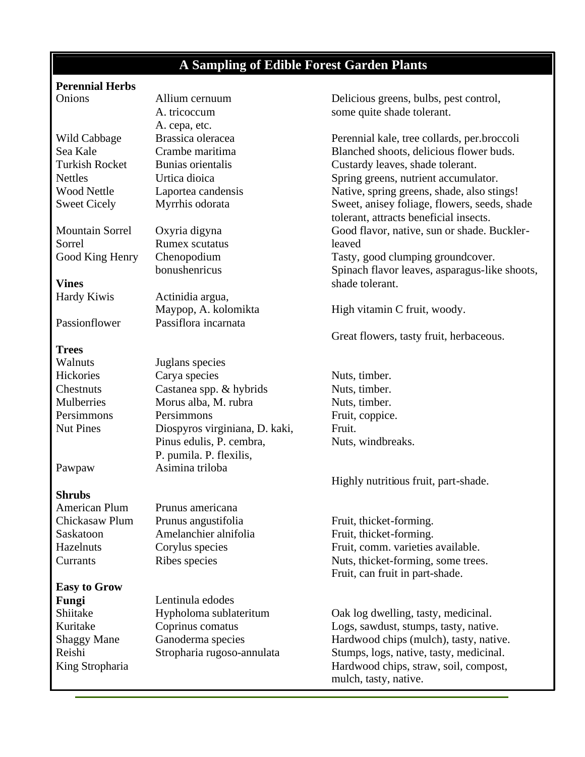## A Sampling of Edible Forest Garden Plants

| | | |
|---|---|---|
| **Perennial Herbs** | | |
| Onions | Allium cernuum<br>A. tricoccum<br>A. cepa, etc. | Delicious greens, bulbs, pest control, some quite shade tolerant. |
| Wild Cabbage | Brassica oleracea | Perennial kale, tree collards, per.broccoli |
| Sea Kale | Crambe maritima | Blanched shoots, delicious flower buds. |
| Turkish Rocket | Bunias orientalis | Custardy leaves, shade tolerant. |
| Nettles | Urtica dioica | Spring greens, nutrient accumulator. |
| Wood Nettle | Laportea candensis | Native, spring greens, shade, also stings! |
| Sweet Cicely | Myrrhis odorata | Sweet, anisey foliage, flowers, seeds, shade tolerant, attracts beneficial insects. |
| Mountain Sorrel | Oxyria digyna | Good flavor, native, sun or shade. Buckler- |
| Sorrel | Rumex scutatus | leaved |
| Good King Henry | Chenopodium bonushenricus | Tasty, good clumping groundcover.<br>Spinach flavor leaves, asparagus-like shoots, shade tolerant. |
| **Vines** | | |
| Hardy Kiwis | Actinidia argua,<br>Maypop, A. kolomikta | High vitamin C fruit, woody. |
| Passionflower | Passiflora incarnata | Great flowers, tasty fruit, herbaceous. |
| **Trees** | | |
| Walnuts | Juglans species | |
| Hickories | Carya species | Nuts, timber. |
| Chestnuts | Castanea spp. & hybrids | Nuts, timber. |
| Mulberries | Morus alba, M. rubra | Nuts, timber. |
| Persimmons | Persimmons | Fruit, coppice. |
| Nut Pines | Diospyros virginiana, D. kaki,<br>Pinus edulis, P. cembra,<br>P. pumila. P. flexilis, | Fruit.<br>Nuts, windbreaks. |
| Pawpaw | Asimina triloba | Highly nutritious fruit, part-shade. |
| **Shrubs** | | |
| American Plum | Prunus americana | |
| Chickasaw Plum | Prunus angustifolia | Fruit, thicket-forming. |
| Saskatoon | Amelanchier alnifolia | Fruit, thicket-forming. |
| Hazelnuts | Corylus species | Fruit, comm. varieties available. |
| Currants | Ribes species | Nuts, thicket-forming, some trees.<br>Fruit, can fruit in part-shade. |
| **Easy to Grow Fungi** | Lentinula edodes | |
| Shiitake | Hypholoma sublateritum | Oak log dwelling, tasty, medicinal. |
| Kuritake | Coprinus comatus | Logs, sawdust, stumps, tasty, native. |
| Shaggy Mane | Ganoderma species | Hardwood chips (mulch), tasty, native. |
| Reishi | Stropharia rugoso-annulata | Stumps, logs, native, tasty, medicinal. |
| King Stropharia | | Hardwood chips, straw, soil, compost, mulch, tasty, native. |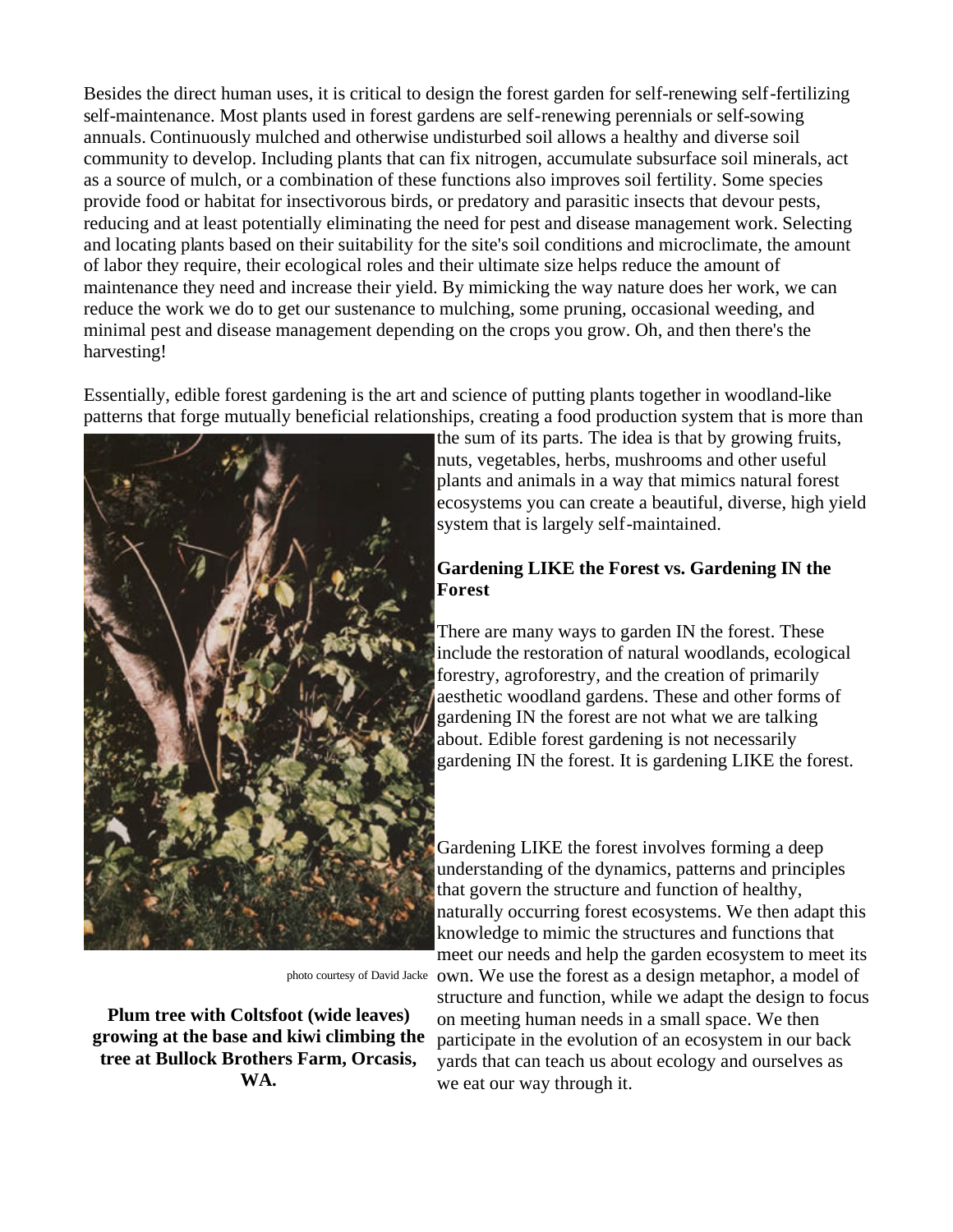Besides the direct human uses, it is critical to design the forest garden for self-renewing self-fertilizing self-maintenance. Most plants used in forest gardens are self-renewing perennials or self-sowing annuals. Continuously mulched and otherwise undisturbed soil allows a healthy and diverse soil community to develop. Including plants that can fix nitrogen, accumulate subsurface soil minerals, act as a source of mulch, or a combination of these functions also improves soil fertility. Some species provide food or habitat for insectivorous birds, or predatory and parasitic insects that devour pests, reducing and at least potentially eliminating the need for pest and disease management work. Selecting and locating plants based on their suitability for the site's soil conditions and microclimate, the amount of labor they require, their ecological roles and their ultimate size helps reduce the amount of maintenance they need and increase their yield. By mimicking the way nature does her work, we can reduce the work we do to get our sustenance to mulching, some pruning, occasional weeding, and minimal pest and disease management depending on the crops you grow. Oh, and then there's the harvesting!

Essentially, edible forest gardening is the art and science of putting plants together in woodland-like patterns that forge mutually beneficial relationships, creating a food production system that is more than the sum of its parts. The idea is that by growing fruits, nuts, vegetables, herbs, mushrooms and other useful plants and animals in a way that mimics natural forest ecosystems you can create a beautiful, diverse, high yield system that is largely self-maintained.

photo courtesy of David Jacke

**Plum tree with Coltsfoot (wide leaves) growing at the base and kiwi climbing the tree at Bullock Brothers Farm, Orcasis, WA.**

### Gardening LIKE the Forest vs. Gardening IN the Forest

There are many ways to garden IN the forest. These include the restoration of natural woodlands, ecological forestry, agroforestry, and the creation of primarily aesthetic woodland gardens. These and other forms of gardening IN the forest are not what we are talking about. Edible forest gardening is not necessarily gardening IN the forest. It is gardening LIKE the forest.

Gardening LIKE the forest involves forming a deep understanding of the dynamics, patterns and principles that govern the structure and function of healthy, naturally occurring forest ecosystems. We then adapt this knowledge to mimic the structures and functions that meet our needs and help the garden ecosystem to meet its own. We use the forest as a design metaphor, a model of structure and function, while we adapt the design to focus on meeting human needs in a small space. We then participate in the evolution of an ecosystem in our back yards that can teach us about ecology and ourselves as we eat our way through it.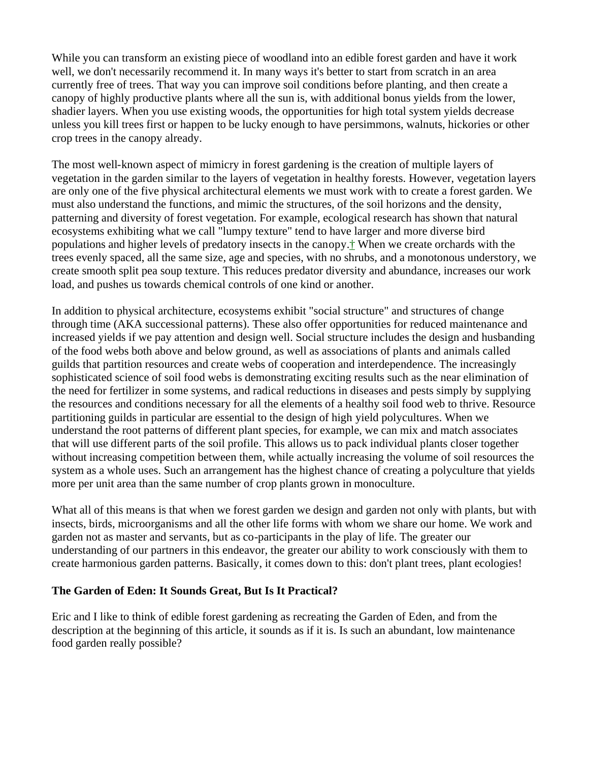While you can transform an existing piece of woodland into an edible forest garden and have it work well, we don't necessarily recommend it. In many ways it's better to start from scratch in an area currently free of trees. That way you can improve soil conditions before planting, and then create a canopy of highly productive plants where all the sun is, with additional bonus yields from the lower, shadier layers. When you use existing woods, the opportunities for high total system yields decrease unless you kill trees first or happen to be lucky enough to have persimmons, walnuts, hickories or other crop trees in the canopy already.

The most well-known aspect of mimicry in forest gardening is the creation of multiple layers of vegetation in the garden similar to the layers of vegetation in healthy forests. However, vegetation layers are only one of the five physical architectural elements we must work with to create a forest garden. We must also understand the functions, and mimic the structures, of the soil horizons and the density, patterning and diversity of forest vegetation. For example, ecological research has shown that natural ecosystems exhibiting what we call "lumpy texture" tend to have larger and more diverse bird populations and higher levels of predatory insects in the canopy.† When we create orchards with the trees evenly spaced, all the same size, age and species, with no shrubs, and a monotonous understory, we create smooth split pea soup texture. This reduces predator diversity and abundance, increases our work load, and pushes us towards chemical controls of one kind or another.

In addition to physical architecture, ecosystems exhibit "social structure" and structures of change through time (AKA successional patterns). These also offer opportunities for reduced maintenance and increased yields if we pay attention and design well. Social structure includes the design and husbanding of the food webs both above and below ground, as well as associations of plants and animals called guilds that partition resources and create webs of cooperation and interdependence. The increasingly sophisticated science of soil food webs is demonstrating exciting results such as the near elimination of the need for fertilizer in some systems, and radical reductions in diseases and pests simply by supplying the resources and conditions necessary for all the elements of a healthy soil food web to thrive. Resource partitioning guilds in particular are essential to the design of high yield polycultures. When we understand the root patterns of different plant species, for example, we can mix and match associates that will use different parts of the soil profile. This allows us to pack individual plants closer together without increasing competition between them, while actually increasing the volume of soil resources the system as a whole uses. Such an arrangement has the highest chance of creating a polyculture that yields more per unit area than the same number of crop plants grown in monoculture.

What all of this means is that when we forest garden we design and garden not only with plants, but with insects, birds, microorganisms and all the other life forms with whom we share our home. We work and garden not as master and servants, but as co-participants in the play of life. The greater our understanding of our partners in this endeavor, the greater our ability to work consciously with them to create harmonious garden patterns. Basically, it comes down to this: don't plant trees, plant ecologies!

### The Garden of Eden: It Sounds Great, But Is It Practical?

Eric and I like to think of edible forest gardening as recreating the Garden of Eden, and from the description at the beginning of this article, it sounds as if it is. Is such an abundant, low maintenance food garden really possible?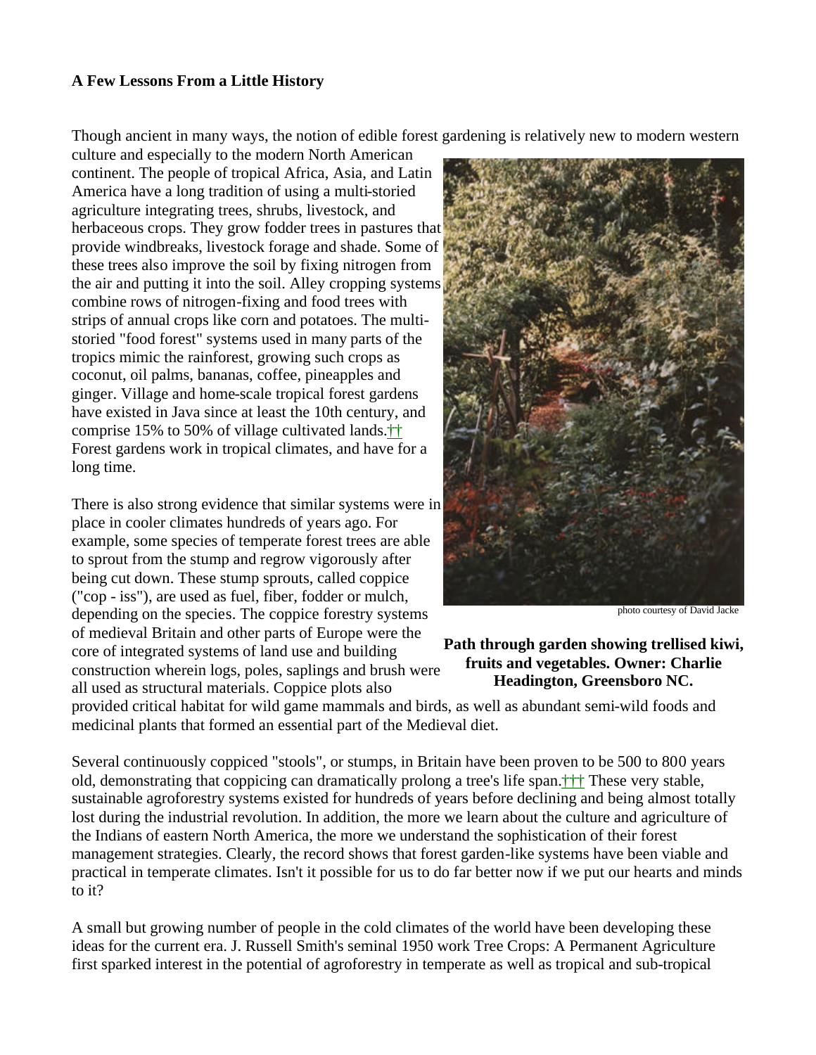**A Few Lessons From a Little History**

Though ancient in many ways, the notion of edible forest gardening is relatively new to modern western culture and especially to the modern North American continent. The people of tropical Africa, Asia, and Latin America have a long tradition of using a multi-storied agriculture integrating trees, shrubs, livestock, and herbaceous crops. They grow fodder trees in pastures that provide windbreaks, livestock forage and shade. Some of these trees also improve the soil by fixing nitrogen from the air and putting it into the soil. Alley cropping systems combine rows of nitrogen-fixing and food trees with strips of annual crops like corn and potatoes. The multi-storied "food forest" systems used in many parts of the tropics mimic the rainforest, growing such crops as coconut, oil palms, bananas, coffee, pineapples and ginger. Village and home-scale tropical forest gardens have existed in Java since at least the 10th century, and comprise 15% to 50% of village cultivated lands.†† Forest gardens work in tropical climates, and have for a long time.

There is also strong evidence that similar systems were in place in cooler climates hundreds of years ago. For example, some species of temperate forest trees are able to sprout from the stump and regrow vigorously after being cut down. These stump sprouts, called coppice ("cop - iss"), are used as fuel, fiber, fodder or mulch, depending on the species. The coppice forestry systems of medieval Britain and other parts of Europe were the core of integrated systems of land use and building construction wherein logs, poles, saplings and brush were all used as structural materials. Coppice plots also provided critical habitat for wild game mammals and birds, as well as abundant semi-wild foods and medicinal plants that formed an essential part of the Medieval diet.

photo courtesy of David Jacke

**Path through garden showing trellised kiwi, fruits and vegetables. Owner: Charlie Headington, Greensboro NC.**

Several continuously coppiced "stools", or stumps, in Britain have been proven to be 500 to 800 years old, demonstrating that coppicing can dramatically prolong a tree's life span.††† These very stable, sustainable agroforestry systems existed for hundreds of years before declining and being almost totally lost during the industrial revolution. In addition, the more we learn about the culture and agriculture of the Indians of eastern North America, the more we understand the sophistication of their forest management strategies. Clearly, the record shows that forest garden-like systems have been viable and practical in temperate climates. Isn't it possible for us to do far better now if we put our hearts and minds to it?

A small but growing number of people in the cold climates of the world have been developing these ideas for the current era. J. Russell Smith's seminal 1950 work Tree Crops: A Permanent Agriculture first sparked interest in the potential of agroforestry in temperate as well as tropical and sub-tropical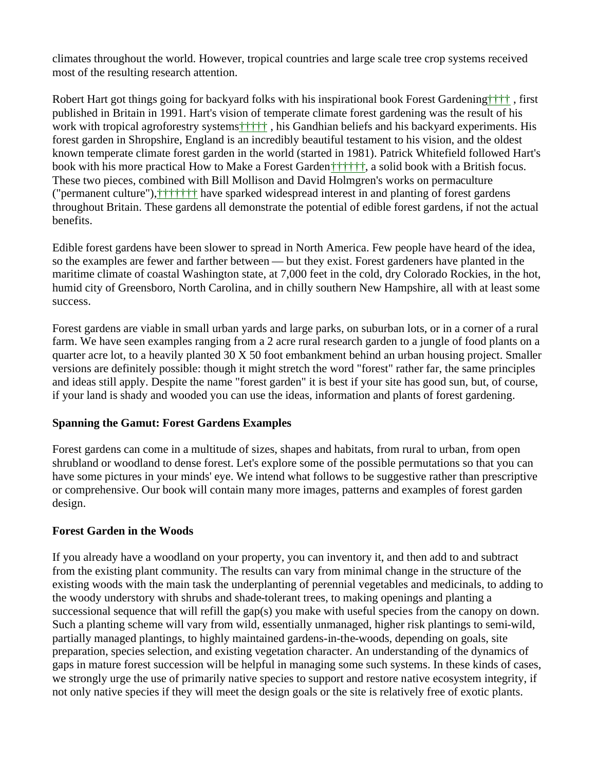climates throughout the world. However, tropical countries and large scale tree crop systems received most of the resulting research attention.

Robert Hart got things going for backyard folks with his inspirational book Forest Gardening†††† , first published in Britain in 1991. Hart's vision of temperate climate forest gardening was the result of his work with tropical agroforestry systems††††† , his Gandhian beliefs and his backyard experiments. His forest garden in Shropshire, England is an incredibly beautiful testament to his vision, and the oldest known temperate climate forest garden in the world (started in 1981). Patrick Whitefield followed Hart's book with his more practical How to Make a Forest Garden††††††, a solid book with a British focus. These two pieces, combined with Bill Mollison and David Holmgren's works on permaculture ("permanent culture"),††††††† have sparked widespread interest in and planting of forest gardens throughout Britain. These gardens all demonstrate the potential of edible forest gardens, if not the actual benefits.

Edible forest gardens have been slower to spread in North America. Few people have heard of the idea, so the examples are fewer and farther between — but they exist. Forest gardeners have planted in the maritime climate of coastal Washington state, at 7,000 feet in the cold, dry Colorado Rockies, in the hot, humid city of Greensboro, North Carolina, and in chilly southern New Hampshire, all with at least some success.

Forest gardens are viable in small urban yards and large parks, on suburban lots, or in a corner of a rural farm. We have seen examples ranging from a 2 acre rural research garden to a jungle of food plants on a quarter acre lot, to a heavily planted 30 X 50 foot embankment behind an urban housing project. Smaller versions are definitely possible: though it might stretch the word "forest" rather far, the same principles and ideas still apply. Despite the name "forest garden" it is best if your site has good sun, but, of course, if your land is shady and wooded you can use the ideas, information and plants of forest gardening.

**Spanning the Gamut: Forest Gardens Examples**

Forest gardens can come in a multitude of sizes, shapes and habitats, from rural to urban, from open shrubland or woodland to dense forest. Let's explore some of the possible permutations so that you can have some pictures in your minds' eye. We intend what follows to be suggestive rather than prescriptive or comprehensive. Our book will contain many more images, patterns and examples of forest garden design.

**Forest Garden in the Woods**

If you already have a woodland on your property, you can inventory it, and then add to and subtract from the existing plant community. The results can vary from minimal change in the structure of the existing woods with the main task the underplanting of perennial vegetables and medicinals, to adding to the woody understory with shrubs and shade-tolerant trees, to making openings and planting a successional sequence that will refill the gap(s) you make with useful species from the canopy on down. Such a planting scheme will vary from wild, essentially unmanaged, higher risk plantings to semi-wild, partially managed plantings, to highly maintained gardens-in-the-woods, depending on goals, site preparation, species selection, and existing vegetation character. An understanding of the dynamics of gaps in mature forest succession will be helpful in managing some such systems. In these kinds of cases, we strongly urge the use of primarily native species to support and restore native ecosystem integrity, if not only native species if they will meet the design goals or the site is relatively free of exotic plants.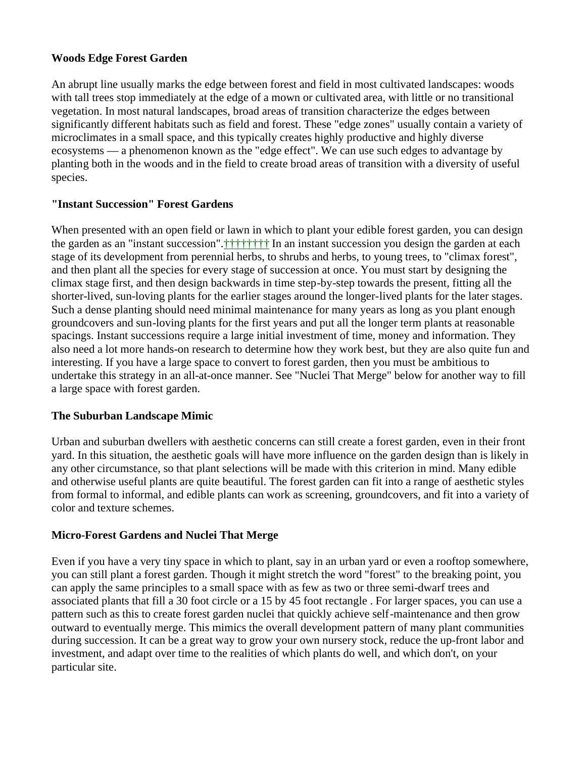**Woods Edge Forest Garden**

An abrupt line usually marks the edge between forest and field in most cultivated landscapes: woods with tall trees stop immediately at the edge of a mown or cultivated area, with little or no transitional vegetation. In most natural landscapes, broad areas of transition characterize the edges between significantly different habitats such as field and forest. These "edge zones" usually contain a variety of microclimates in a small space, and this typically creates highly productive and highly diverse ecosystems — a phenomenon known as the "edge effect". We can use such edges to advantage by planting both in the woods and in the field to create broad areas of transition with a diversity of useful species.

**"Instant Succession" Forest Gardens**

When presented with an open field or lawn in which to plant your edible forest garden, you can design the garden as an "instant succession".†††††††† In an instant succession you design the garden at each stage of its development from perennial herbs, to shrubs and herbs, to young trees, to "climax forest", and then plant all the species for every stage of succession at once. You must start by designing the climax stage first, and then design backwards in time step-by-step towards the present, fitting all the shorter-lived, sun-loving plants for the earlier stages around the longer-lived plants for the later stages. Such a dense planting should need minimal maintenance for many years as long as you plant enough groundcovers and sun-loving plants for the first years and put all the longer term plants at reasonable spacings. Instant successions require a large initial investment of time, money and information. They also need a lot more hands-on research to determine how they work best, but they are also quite fun and interesting. If you have a large space to convert to forest garden, then you must be ambitious to undertake this strategy in an all-at-once manner. See "Nuclei That Merge" below for another way to fill a large space with forest garden.

**The Suburban Landscape Mimic**

Urban and suburban dwellers with aesthetic concerns can still create a forest garden, even in their front yard. In this situation, the aesthetic goals will have more influence on the garden design than is likely in any other circumstance, so that plant selections will be made with this criterion in mind. Many edible and otherwise useful plants are quite beautiful. The forest garden can fit into a range of aesthetic styles from formal to informal, and edible plants can work as screening, groundcovers, and fit into a variety of color and texture schemes.

**Micro-Forest Gardens and Nuclei That Merge**

Even if you have a very tiny space in which to plant, say in an urban yard or even a rooftop somewhere, you can still plant a forest garden. Though it might stretch the word "forest" to the breaking point, you can apply the same principles to a small space with as few as two or three semi-dwarf trees and associated plants that fill a 30 foot circle or a 15 by 45 foot rectangle . For larger spaces, you can use a pattern such as this to create forest garden nuclei that quickly achieve self-maintenance and then grow outward to eventually merge. This mimics the overall development pattern of many plant communities during succession. It can be a great way to grow your own nursery stock, reduce the up-front labor and investment, and adapt over time to the realities of which plants do well, and which don't, on your particular site.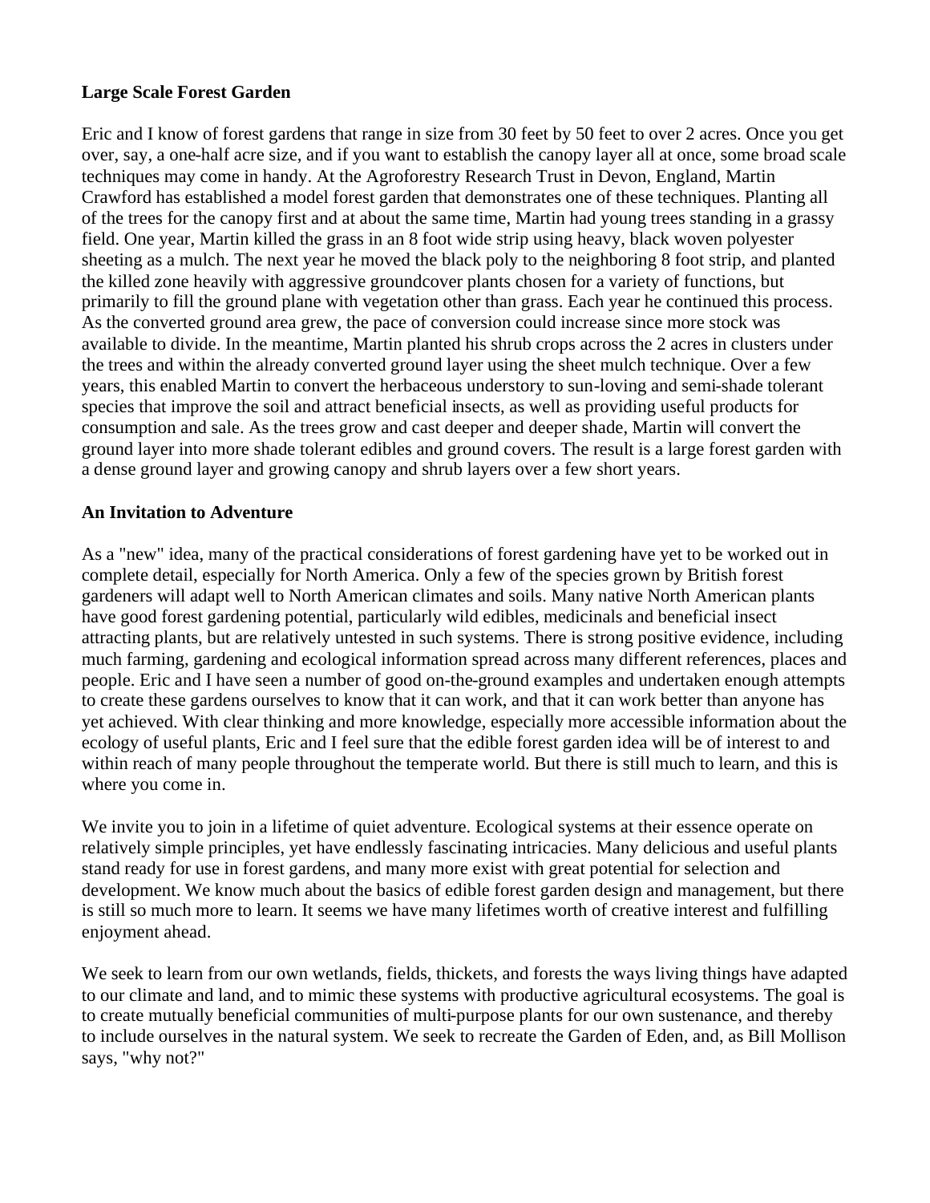**Large Scale Forest Garden**

Eric and I know of forest gardens that range in size from 30 feet by 50 feet to over 2 acres. Once you get over, say, a one-half acre size, and if you want to establish the canopy layer all at once, some broad scale techniques may come in handy. At the Agroforestry Research Trust in Devon, England, Martin Crawford has established a model forest garden that demonstrates one of these techniques. Planting all of the trees for the canopy first and at about the same time, Martin had young trees standing in a grassy field. One year, Martin killed the grass in an 8 foot wide strip using heavy, black woven polyester sheeting as a mulch. The next year he moved the black poly to the neighboring 8 foot strip, and planted the killed zone heavily with aggressive groundcover plants chosen for a variety of functions, but primarily to fill the ground plane with vegetation other than grass. Each year he continued this process. As the converted ground area grew, the pace of conversion could increase since more stock was available to divide. In the meantime, Martin planted his shrub crops across the 2 acres in clusters under the trees and within the already converted ground layer using the sheet mulch technique. Over a few years, this enabled Martin to convert the herbaceous understory to sun-loving and semi-shade tolerant species that improve the soil and attract beneficial insects, as well as providing useful products for consumption and sale. As the trees grow and cast deeper and deeper shade, Martin will convert the ground layer into more shade tolerant edibles and ground covers. The result is a large forest garden with a dense ground layer and growing canopy and shrub layers over a few short years.

**An Invitation to Adventure**

As a "new" idea, many of the practical considerations of forest gardening have yet to be worked out in complete detail, especially for North America. Only a few of the species grown by British forest gardeners will adapt well to North American climates and soils. Many native North American plants have good forest gardening potential, particularly wild edibles, medicinals and beneficial insect attracting plants, but are relatively untested in such systems. There is strong positive evidence, including much farming, gardening and ecological information spread across many different references, places and people. Eric and I have seen a number of good on-the-ground examples and undertaken enough attempts to create these gardens ourselves to know that it can work, and that it can work better than anyone has yet achieved. With clear thinking and more knowledge, especially more accessible information about the ecology of useful plants, Eric and I feel sure that the edible forest garden idea will be of interest to and within reach of many people throughout the temperate world. But there is still much to learn, and this is where you come in.

We invite you to join in a lifetime of quiet adventure. Ecological systems at their essence operate on relatively simple principles, yet have endlessly fascinating intricacies. Many delicious and useful plants stand ready for use in forest gardens, and many more exist with great potential for selection and development. We know much about the basics of edible forest garden design and management, but there is still so much more to learn. It seems we have many lifetimes worth of creative interest and fulfilling enjoyment ahead.

We seek to learn from our own wetlands, fields, thickets, and forests the ways living things have adapted to our climate and land, and to mimic these systems with productive agricultural ecosystems. The goal is to create mutually beneficial communities of multi-purpose plants for our own sustenance, and thereby to include ourselves in the natural system. We seek to recreate the Garden of Eden, and, as Bill Mollison says, "why not?"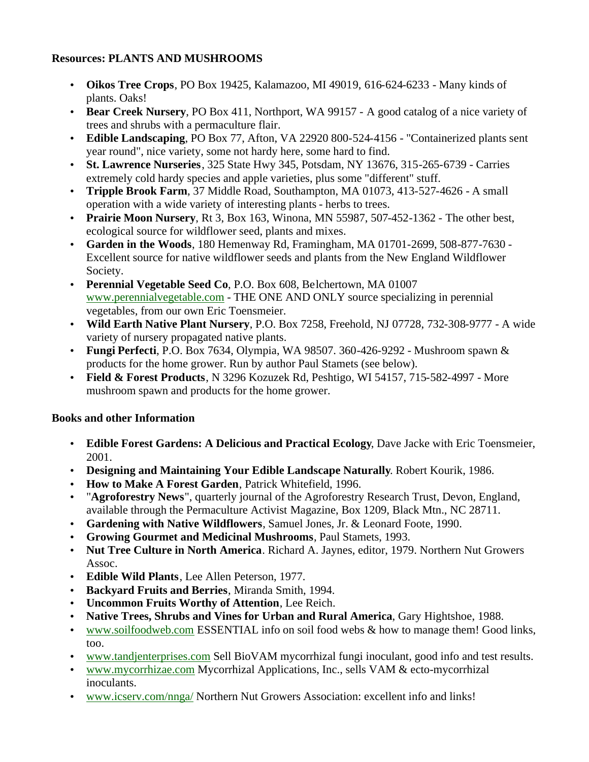**Resources: PLANTS AND MUSHROOMS**

- **Oikos Tree Crops**, PO Box 19425, Kalamazoo, MI 49019, 616-624-6233 - Many kinds of plants. Oaks!
- **Bear Creek Nursery**, PO Box 411, Northport, WA 99157 - A good catalog of a nice variety of trees and shrubs with a permaculture flair.
- **Edible Landscaping**, PO Box 77, Afton, VA 22920 800-524-4156 - "Containerized plants sent year round", nice variety, some not hardy here, some hard to find.
- **St. Lawrence Nurseries**, 325 State Hwy 345, Potsdam, NY 13676, 315-265-6739 - Carries extremely cold hardy species and apple varieties, plus some "different" stuff.
- **Tripple Brook Farm**, 37 Middle Road, Southampton, MA 01073, 413-527-4626 - A small operation with a wide variety of interesting plants - herbs to trees.
- **Prairie Moon Nursery**, Rt 3, Box 163, Winona, MN 55987, 507-452-1362 - The other best, ecological source for wildflower seed, plants and mixes.
- **Garden in the Woods**, 180 Hemenway Rd, Framingham, MA 01701-2699, 508-877-7630 - Excellent source for native wildflower seeds and plants from the New England Wildflower Society.
- **Perennial Vegetable Seed Co**, P.O. Box 608, Belchertown, MA 01007 www.perennialvegetable.com - THE ONE AND ONLY source specializing in perennial vegetables, from our own Eric Toensmeier.
- **Wild Earth Native Plant Nursery**, P.O. Box 7258, Freehold, NJ 07728, 732-308-9777 - A wide variety of nursery propagated native plants.
- **Fungi Perfecti**, P.O. Box 7634, Olympia, WA 98507. 360-426-9292 - Mushroom spawn & products for the home grower. Run by author Paul Stamets (see below).
- **Field & Forest Products**, N 3296 Kozuzek Rd, Peshtigo, WI 54157, 715-582-4997 - More mushroom spawn and products for the home grower.

**Books and other Information**

- **Edible Forest Gardens: A Delicious and Practical Ecology**, Dave Jacke with Eric Toensmeier, 2001.
- **Designing and Maintaining Your Edible Landscape Naturally**. Robert Kourik, 1986.
- **How to Make A Forest Garden**, Patrick Whitefield, 1996.
- "**Agroforestry News**", quarterly journal of the Agroforestry Research Trust, Devon, England, available through the Permaculture Activist Magazine, Box 1209, Black Mtn., NC 28711.
- **Gardening with Native Wildflowers**, Samuel Jones, Jr. & Leonard Foote, 1990.
- **Growing Gourmet and Medicinal Mushrooms**, Paul Stamets, 1993.
- **Nut Tree Culture in North America**. Richard A. Jaynes, editor, 1979. Northern Nut Growers Assoc.
- **Edible Wild Plants**, Lee Allen Peterson, 1977.
- **Backyard Fruits and Berries**, Miranda Smith, 1994.
- **Uncommon Fruits Worthy of Attention**, Lee Reich.
- **Native Trees, Shrubs and Vines for Urban and Rural America**, Gary Hightshoe, 1988.
- www.soilfoodweb.com ESSENTIAL info on soil food webs & how to manage them! Good links, too.
- www.tandjenterprises.com Sell BioVAM mycorrhizal fungi inoculant, good info and test results.
- www.mycorrhizae.com Mycorrhizal Applications, Inc., sells VAM & ecto-mycorrhizal inoculants.
- www.icserv.com/nnga/ Northern Nut Growers Association: excellent info and links!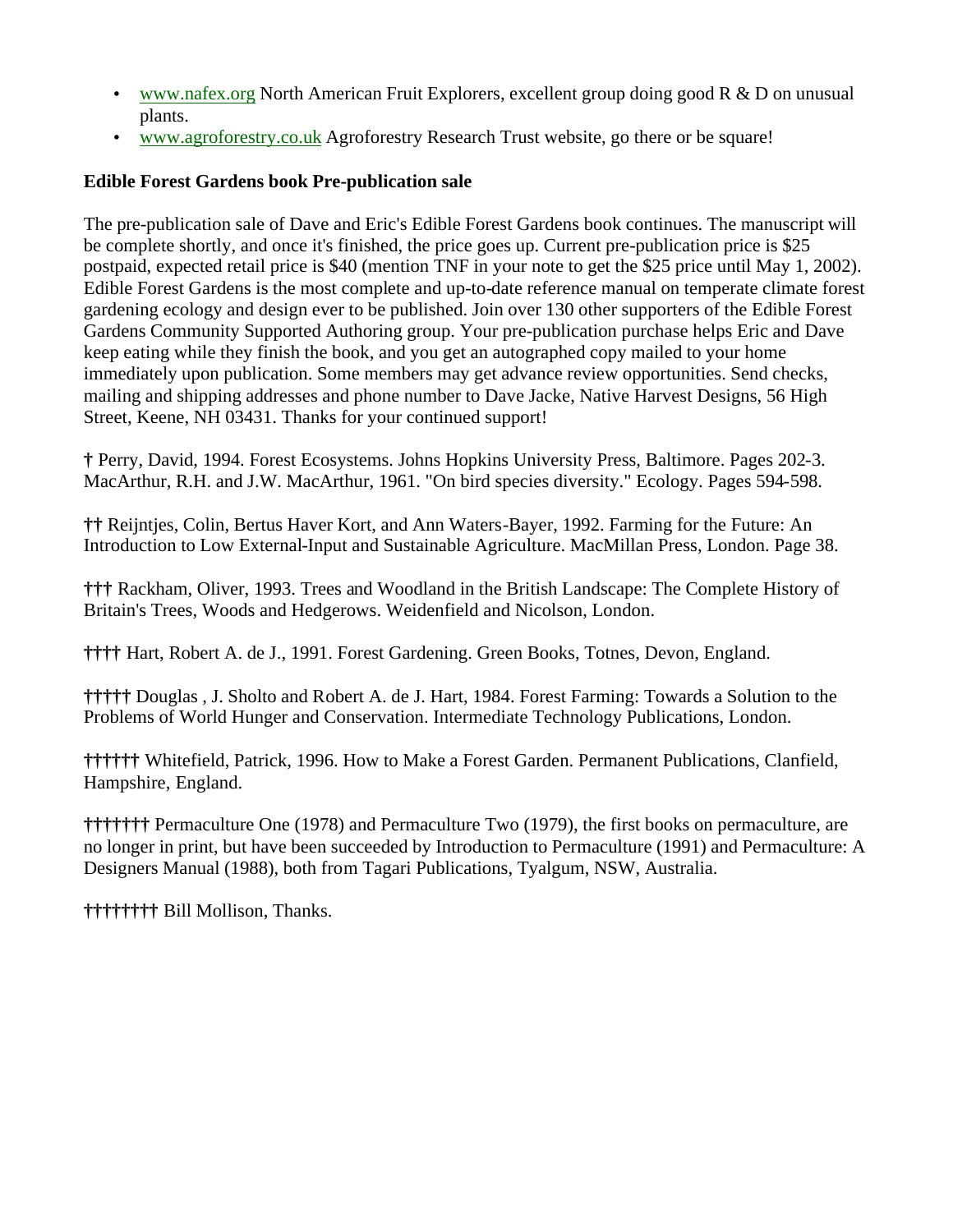- www.nafex.org North American Fruit Explorers, excellent group doing good R & D on unusual plants.
- www.agroforestry.co.uk Agroforestry Research Trust website, go there or be square!

**Edible Forest Gardens book Pre-publication sale**

The pre-publication sale of Dave and Eric's Edible Forest Gardens book continues. The manuscript will be complete shortly, and once it's finished, the price goes up. Current pre-publication price is $25 postpaid, expected retail price is $40 (mention TNF in your note to get the $25 price until May 1, 2002). Edible Forest Gardens is the most complete and up-to-date reference manual on temperate climate forest gardening ecology and design ever to be published. Join over 130 other supporters of the Edible Forest Gardens Community Supported Authoring group. Your pre-publication purchase helps Eric and Dave keep eating while they finish the book, and you get an autographed copy mailed to your home immediately upon publication. Some members may get advance review opportunities. Send checks, mailing and shipping addresses and phone number to Dave Jacke, Native Harvest Designs, 56 High Street, Keene, NH 03431. Thanks for your continued support!

**†** Perry, David, 1994. Forest Ecosystems. Johns Hopkins University Press, Baltimore. Pages 202-3. MacArthur, R.H. and J.W. MacArthur, 1961. "On bird species diversity." Ecology. Pages 594-598.

**††** Reijntjes, Colin, Bertus Haver Kort, and Ann Waters-Bayer, 1992. Farming for the Future: An Introduction to Low External-Input and Sustainable Agriculture. MacMillan Press, London. Page 38.

**†††** Rackham, Oliver, 1993. Trees and Woodland in the British Landscape: The Complete History of Britain's Trees, Woods and Hedgerows. Weidenfield and Nicolson, London.

**††††** Hart, Robert A. de J., 1991. Forest Gardening. Green Books, Totnes, Devon, England.

**†††††** Douglas , J. Sholto and Robert A. de J. Hart, 1984. Forest Farming: Towards a Solution to the Problems of World Hunger and Conservation. Intermediate Technology Publications, London.

**††††††** Whitefield, Patrick, 1996. How to Make a Forest Garden. Permanent Publications, Clanfield, Hampshire, England.

**†††††††** Permaculture One (1978) and Permaculture Two (1979), the first books on permaculture, are no longer in print, but have been succeeded by Introduction to Permaculture (1991) and Permaculture: A Designers Manual (1988), both from Tagari Publications, Tyalgum, NSW, Australia.

**††††††††** Bill Mollison, Thanks.